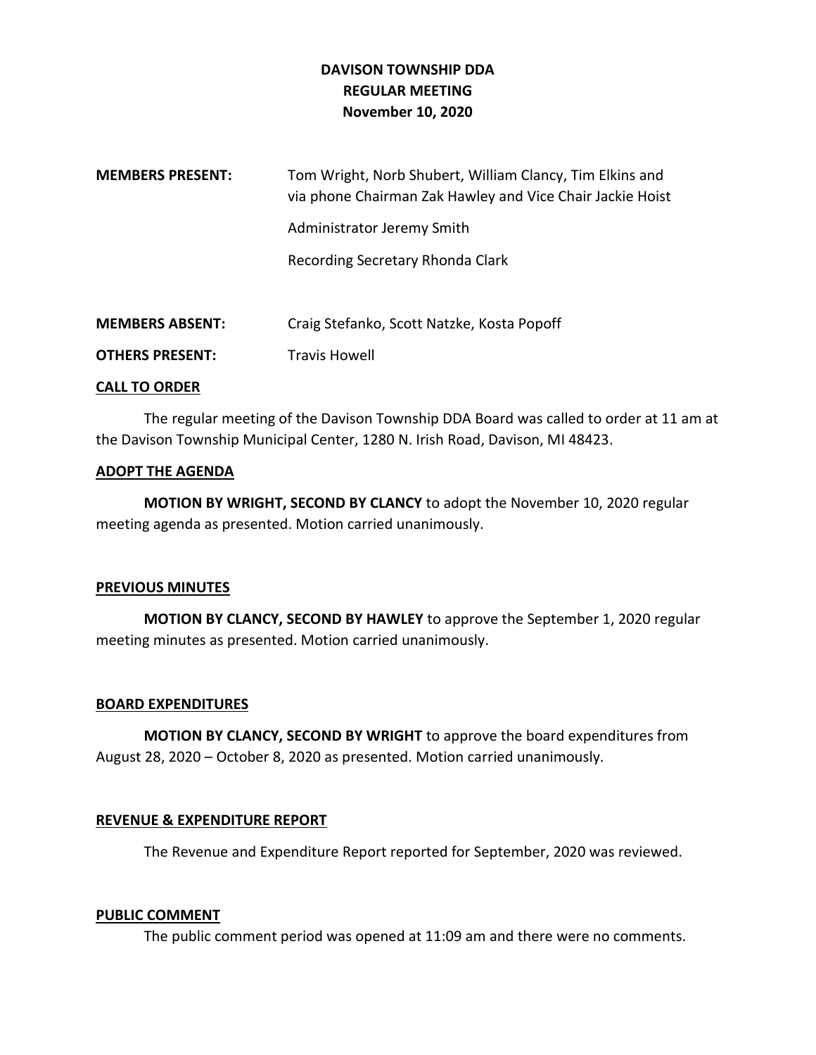# DAVISON TOWNSHIP DDA
## REGULAR MEETING
## November 10, 2020

**MEMBERS PRESENT:** Tom Wright, Norb Shubert, William Clancy, Tim Elkins and via phone Chairman Zak Hawley and Vice Chair Jackie Hoist

Administrator Jeremy Smith

Recording Secretary Rhonda Clark

**MEMBERS ABSENT:** Craig Stefanko, Scott Natzke, Kosta Popoff

**OTHERS PRESENT:** Travis Howell

### CALL TO ORDER

The regular meeting of the Davison Township DDA Board was called to order at 11 am at the Davison Township Municipal Center, 1280 N. Irish Road, Davison, MI 48423.

### ADOPT THE AGENDA

**MOTION BY WRIGHT, SECOND BY CLANCY** to adopt the November 10, 2020 regular meeting agenda as presented. Motion carried unanimously.

### PREVIOUS MINUTES

**MOTION BY CLANCY, SECOND BY HAWLEY** to approve the September 1, 2020 regular meeting minutes as presented. Motion carried unanimously.

### BOARD EXPENDITURES

**MOTION BY CLANCY, SECOND BY WRIGHT** to approve the board expenditures from August 28, 2020 – October 8, 2020 as presented. Motion carried unanimously.

### REVENUE & EXPENDITURE REPORT

The Revenue and Expenditure Report reported for September, 2020 was reviewed.

### PUBLIC COMMENT

The public comment period was opened at 11:09 am and there were no comments.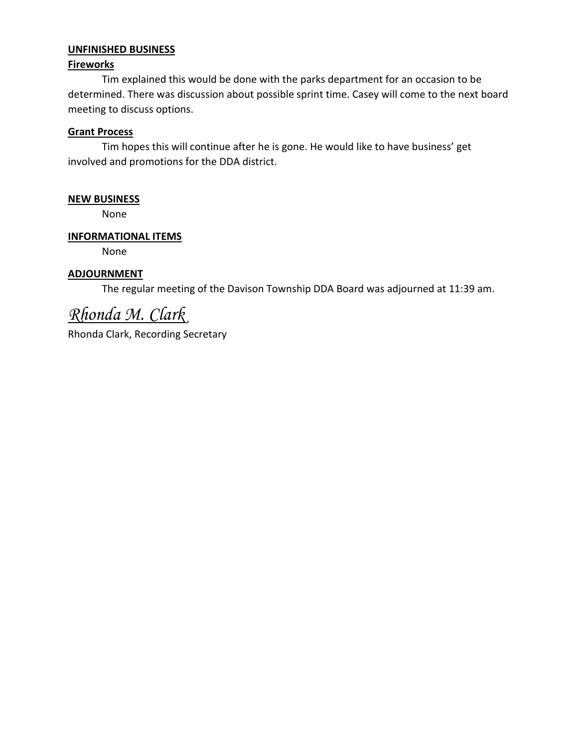**UNFINISHED BUSINESS**

**Fireworks**

Tim explained this would be done with the parks department for an occasion to be determined. There was discussion about possible sprint time. Casey will come to the next board meeting to discuss options.

**Grant Process**

Tim hopes this will continue after he is gone. He would like to have business' get involved and promotions for the DDA district.

**NEW BUSINESS**

None

**INFORMATIONAL ITEMS**

None

**ADJOURNMENT**

The regular meeting of the Davison Township DDA Board was adjourned at 11:39 am.

*Rhonda M. Clark*

Rhonda Clark, Recording Secretary